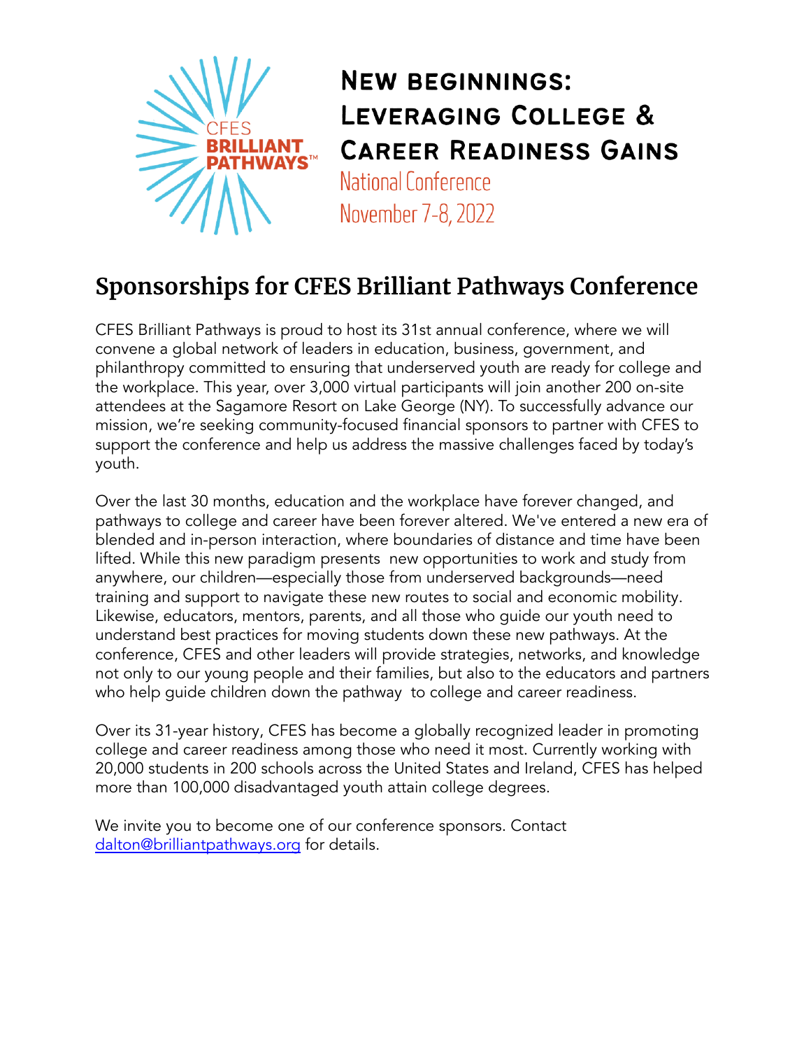CFES BRILLIANT PATHWAYS™

# New beginnings: Leveraging College & Career Readiness Gains

National Conference

November 7-8, 2022

## Sponsorships for CFES Brilliant Pathways Conference

CFES Brilliant Pathways is proud to host its 31st annual conference, where we will convene a global network of leaders in education, business, government, and philanthropy committed to ensuring that underserved youth are ready for college and the workplace. This year, over 3,000 virtual participants will join another 200 on-site attendees at the Sagamore Resort on Lake George (NY). To successfully advance our mission, we're seeking community-focused financial sponsors to partner with CFES to support the conference and help us address the massive challenges faced by today's youth.

Over the last 30 months, education and the workplace have forever changed, and pathways to college and career have been forever altered. We've entered a new era of blended and in-person interaction, where boundaries of distance and time have been lifted. While this new paradigm presents new opportunities to work and study from anywhere, our children—especially those from underserved backgrounds—need training and support to navigate these new routes to social and economic mobility. Likewise, educators, mentors, parents, and all those who guide our youth need to understand best practices for moving students down these new pathways. At the conference, CFES and other leaders will provide strategies, networks, and knowledge not only to our young people and their families, but also to the educators and partners who help guide children down the pathway to college and career readiness.

Over its 31-year history, CFES has become a globally recognized leader in promoting college and career readiness among those who need it most. Currently working with 20,000 students in 200 schools across the United States and Ireland, CFES has helped more than 100,000 disadvantaged youth attain college degrees.

We invite you to become one of our conference sponsors. Contact dalton@brilliantpathways.org for details.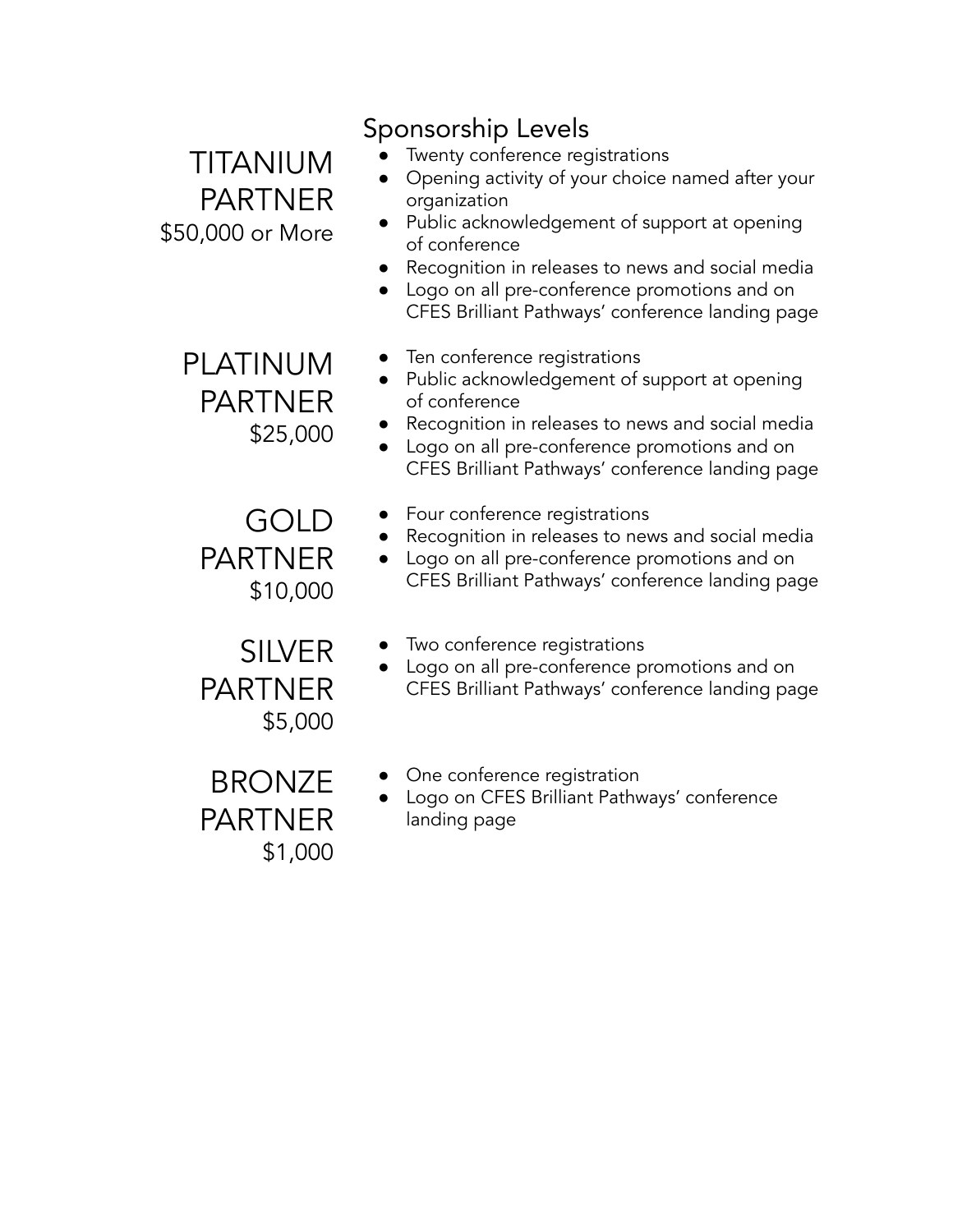## Sponsorship Levels

### TITANIUM PARTNER
$50,000 or More

- Twenty conference registrations
- Opening activity of your choice named after your organization
- Public acknowledgement of support at opening of conference
- Recognition in releases to news and social media
- Logo on all pre-conference promotions and on CFES Brilliant Pathways' conference landing page

### PLATINUM PARTNER
$25,000

- Ten conference registrations
- Public acknowledgement of support at opening of conference
- Recognition in releases to news and social media
- Logo on all pre-conference promotions and on CFES Brilliant Pathways' conference landing page

### GOLD PARTNER
$10,000

- Four conference registrations
- Recognition in releases to news and social media
- Logo on all pre-conference promotions and on CFES Brilliant Pathways' conference landing page

### SILVER PARTNER
$5,000

- Two conference registrations
- Logo on all pre-conference promotions and on CFES Brilliant Pathways' conference landing page

### BRONZE PARTNER
$1,000

- One conference registration
- Logo on CFES Brilliant Pathways' conference landing page